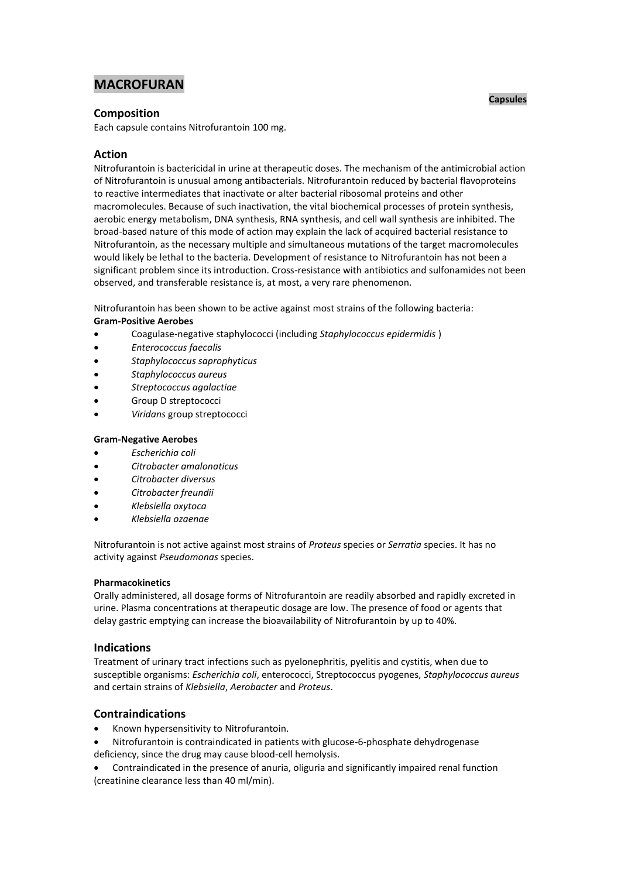# MACROFURAN

**Capsules**

## Composition

Each capsule contains Nitrofurantoin 100 mg.

## Action

Nitrofurantoin is bactericidal in urine at therapeutic doses. The mechanism of the antimicrobial action of Nitrofurantoin is unusual among antibacterials. Nitrofurantoin reduced by bacterial flavoproteins to reactive intermediates that inactivate or alter bacterial ribosomal proteins and other macromolecules. Because of such inactivation, the vital biochemical processes of protein synthesis, aerobic energy metabolism, DNA synthesis, RNA synthesis, and cell wall synthesis are inhibited. The broad-based nature of this mode of action may explain the lack of acquired bacterial resistance to Nitrofurantoin, as the necessary multiple and simultaneous mutations of the target macromolecules would likely be lethal to the bacteria. Development of resistance to Nitrofurantoin has not been a significant problem since its introduction. Cross-resistance with antibiotics and sulfonamides not been observed, and transferable resistance is, at most, a very rare phenomenon.

Nitrofurantoin has been shown to be active against most strains of the following bacteria:

**Gram-Positive Aerobes**

- Coagulase-negative staphylococci (including *Staphylococcus epidermidis* )
- *Enterococcus faecalis*
- *Staphylococcus saprophyticus*
- *Staphylococcus aureus*
- *Streptococcus agalactiae*
- Group D streptococci
- *Viridans* group streptococci

**Gram-Negative Aerobes**

- *Escherichia coli*
- *Citrobacter amalonaticus*
- *Citrobacter diversus*
- *Citrobacter freundii*
- *Klebsiella oxytoca*
- *Klebsiella ozaenae*

Nitrofurantoin is not active against most strains of *Proteus* species or *Serratia* species. It has no activity against *Pseudomonas* species.

**Pharmacokinetics**

Orally administered, all dosage forms of Nitrofurantoin are readily absorbed and rapidly excreted in urine. Plasma concentrations at therapeutic dosage are low. The presence of food or agents that delay gastric emptying can increase the bioavailability of Nitrofurantoin by up to 40%.

## Indications

Treatment of urinary tract infections such as pyelonephritis, pyelitis and cystitis, when due to susceptible organisms: *Escherichia coli*, enterococci, Streptococcus pyogenes, *Staphylococcus aureus* and certain strains of *Klebsiella*, *Aerobacter* and *Proteus*.

## Contraindications

- Known hypersensitivity to Nitrofurantoin.
- Nitrofurantoin is contraindicated in patients with glucose-6-phosphate dehydrogenase deficiency, since the drug may cause blood-cell hemolysis.
- Contraindicated in the presence of anuria, oliguria and significantly impaired renal function (creatinine clearance less than 40 ml/min).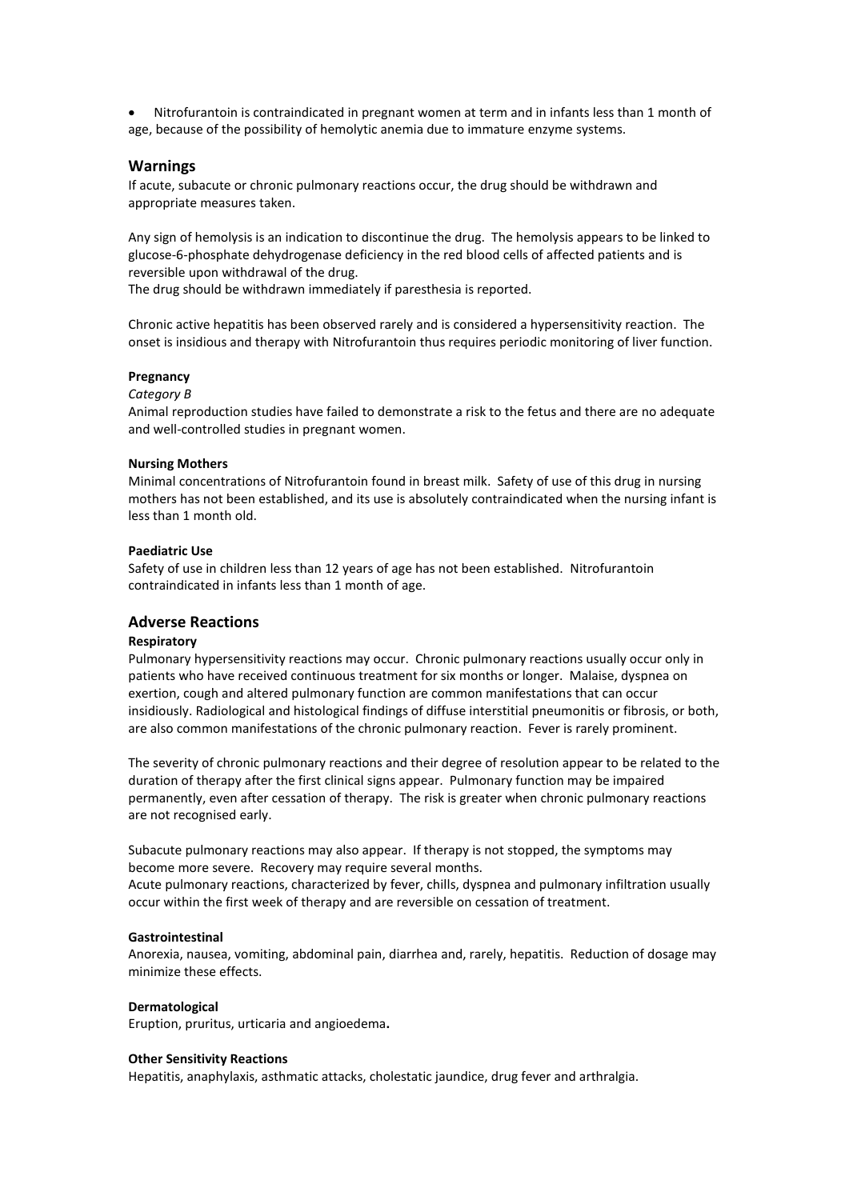- Nitrofurantoin is contraindicated in pregnant women at term and in infants less than 1 month of age, because of the possibility of hemolytic anemia due to immature enzyme systems.

## Warnings

If acute, subacute or chronic pulmonary reactions occur, the drug should be withdrawn and appropriate measures taken.

Any sign of hemolysis is an indication to discontinue the drug. The hemolysis appears to be linked to glucose-6-phosphate dehydrogenase deficiency in the red blood cells of affected patients and is reversible upon withdrawal of the drug.
The drug should be withdrawn immediately if paresthesia is reported.

Chronic active hepatitis has been observed rarely and is considered a hypersensitivity reaction. The onset is insidious and therapy with Nitrofurantoin thus requires periodic monitoring of liver function.

**Pregnancy**

*Category B*

Animal reproduction studies have failed to demonstrate a risk to the fetus and there are no adequate and well-controlled studies in pregnant women.

**Nursing Mothers**

Minimal concentrations of Nitrofurantoin found in breast milk. Safety of use of this drug in nursing mothers has not been established, and its use is absolutely contraindicated when the nursing infant is less than 1 month old.

**Paediatric Use**

Safety of use in children less than 12 years of age has not been established. Nitrofurantoin contraindicated in infants less than 1 month of age.

## Adverse Reactions

**Respiratory**

Pulmonary hypersensitivity reactions may occur. Chronic pulmonary reactions usually occur only in patients who have received continuous treatment for six months or longer. Malaise, dyspnea on exertion, cough and altered pulmonary function are common manifestations that can occur insidiously. Radiological and histological findings of diffuse interstitial pneumonitis or fibrosis, or both, are also common manifestations of the chronic pulmonary reaction. Fever is rarely prominent.

The severity of chronic pulmonary reactions and their degree of resolution appear to be related to the duration of therapy after the first clinical signs appear. Pulmonary function may be impaired permanently, even after cessation of therapy. The risk is greater when chronic pulmonary reactions are not recognised early.

Subacute pulmonary reactions may also appear. If therapy is not stopped, the symptoms may become more severe. Recovery may require several months.
Acute pulmonary reactions, characterized by fever, chills, dyspnea and pulmonary infiltration usually occur within the first week of therapy and are reversible on cessation of treatment.

**Gastrointestinal**

Anorexia, nausea, vomiting, abdominal pain, diarrhea and, rarely, hepatitis. Reduction of dosage may minimize these effects.

**Dermatological**

Eruption, pruritus, urticaria and angioedema**.**

**Other Sensitivity Reactions**

Hepatitis, anaphylaxis, asthmatic attacks, cholestatic jaundice, drug fever and arthralgia.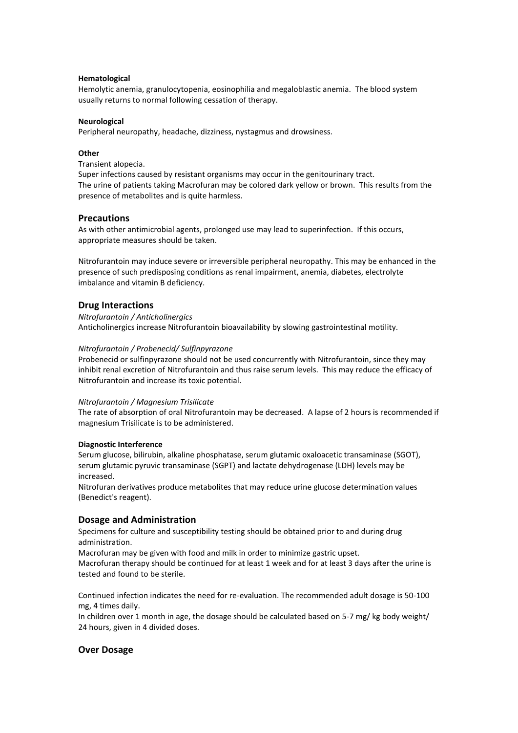#### Hematological

Hemolytic anemia, granulocytopenia, eosinophilia and megaloblastic anemia. The blood system usually returns to normal following cessation of therapy.

#### Neurological

Peripheral neuropathy, headache, dizziness, nystagmus and drowsiness.

#### Other

Transient alopecia.
Super infections caused by resistant organisms may occur in the genitourinary tract.
The urine of patients taking Macrofuran may be colored dark yellow or brown. This results from the presence of metabolites and is quite harmless.

## Precautions

As with other antimicrobial agents, prolonged use may lead to superinfection. If this occurs, appropriate measures should be taken.

Nitrofurantoin may induce severe or irreversible peripheral neuropathy. This may be enhanced in the presence of such predisposing conditions as renal impairment, anemia, diabetes, electrolyte imbalance and vitamin B deficiency.

## Drug Interactions

*Nitrofurantoin / Anticholinergics*
Anticholinergics increase Nitrofurantoin bioavailability by slowing gastrointestinal motility.

*Nitrofurantoin / Probenecid/ Sulfinpyrazone*
Probenecid or sulfinpyrazone should not be used concurrently with Nitrofurantoin, since they may inhibit renal excretion of Nitrofurantoin and thus raise serum levels. This may reduce the efficacy of Nitrofurantoin and increase its toxic potential.

*Nitrofurantoin / Magnesium Trisilicate*
The rate of absorption of oral Nitrofurantoin may be decreased. A lapse of 2 hours is recommended if magnesium Trisilicate is to be administered.

#### Diagnostic Interference

Serum glucose, bilirubin, alkaline phosphatase, serum glutamic oxaloacetic transaminase (SGOT), serum glutamic pyruvic transaminase (SGPT) and lactate dehydrogenase (LDH) levels may be increased.
Nitrofuran derivatives produce metabolites that may reduce urine glucose determination values (Benedict's reagent).

## Dosage and Administration

Specimens for culture and susceptibility testing should be obtained prior to and during drug administration.
Macrofuran may be given with food and milk in order to minimize gastric upset.
Macrofuran therapy should be continued for at least 1 week and for at least 3 days after the urine is tested and found to be sterile.

Continued infection indicates the need for re-evaluation. The recommended adult dosage is 50-100 mg, 4 times daily.
In children over 1 month in age, the dosage should be calculated based on 5-7 mg/ kg body weight/ 24 hours, given in 4 divided doses.

## Over Dosage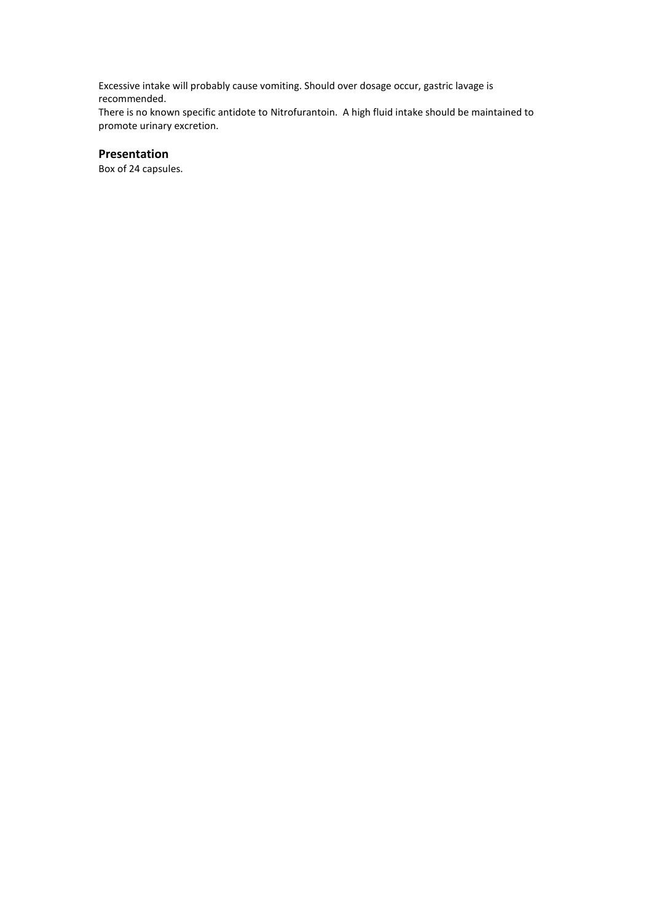Excessive intake will probably cause vomiting. Should over dosage occur, gastric lavage is recommended.
There is no known specific antidote to Nitrofurantoin. A high fluid intake should be maintained to promote urinary excretion.

## Presentation

Box of 24 capsules.